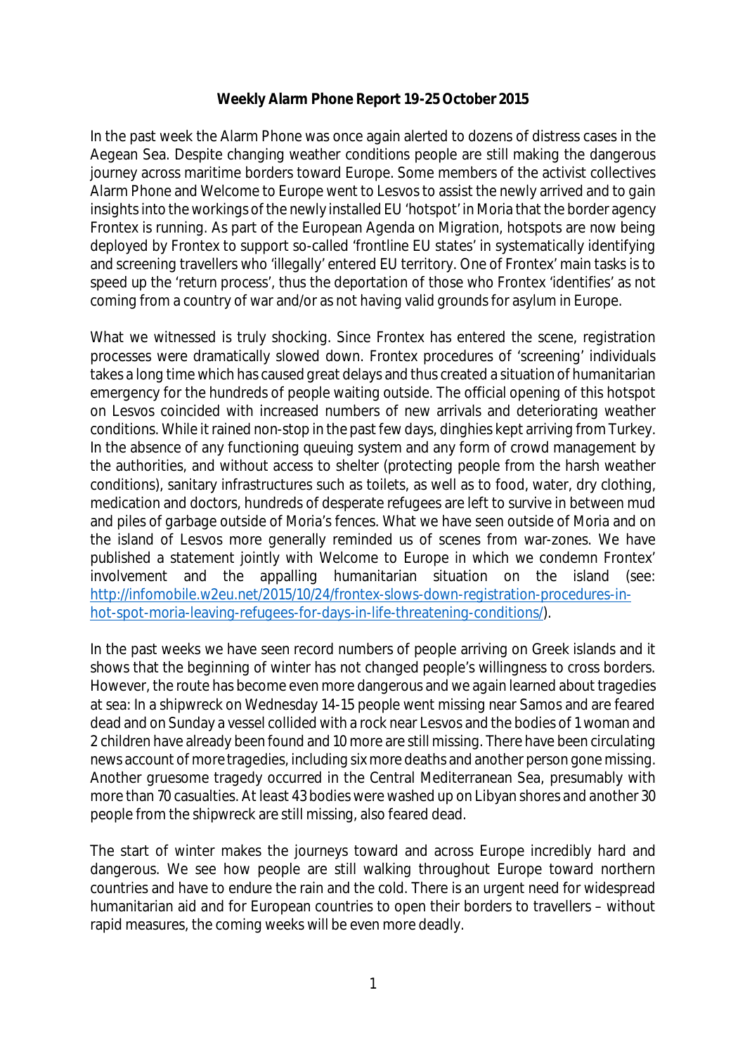# Weekly Alarm Phone Report 19-25 October 2015

In the past week the Alarm Phone was once again alerted to dozens of distress cases in the Aegean Sea. Despite changing weather conditions people are still making the dangerous journey across maritime borders toward Europe. Some members of the activist collectives Alarm Phone and Welcome to Europe went to Lesvos to assist the newly arrived and to gain insights into the workings of the newly installed EU 'hotspot' in Moria that the border agency Frontex is running. As part of the European Agenda on Migration, hotspots are now being deployed by Frontex to support so-called 'frontline EU states' in systematically identifying and screening travellers who 'illegally' entered EU territory. One of Frontex' main tasks is to speed up the 'return process', thus the deportation of those who Frontex 'identifies' as not coming from a country of war and/or as not having valid grounds for asylum in Europe.

What we witnessed is truly shocking. Since Frontex has entered the scene, registration processes were dramatically slowed down. Frontex procedures of 'screening' individuals takes a long time which has caused great delays and thus created a situation of humanitarian emergency for the hundreds of people waiting outside. The official opening of this hotspot on Lesvos coincided with increased numbers of new arrivals and deteriorating weather conditions. While it rained non-stop in the past few days, dinghies kept arriving from Turkey. In the absence of any functioning queuing system and any form of crowd management by the authorities, and without access to shelter (protecting people from the harsh weather conditions), sanitary infrastructures such as toilets, as well as to food, water, dry clothing, medication and doctors, hundreds of desperate refugees are left to survive in between mud and piles of garbage outside of Moria's fences. What we have seen outside of Moria and on the island of Lesvos more generally reminded us of scenes from war-zones. We have published a statement jointly with Welcome to Europe in which we condemn Frontex' involvement and the appalling humanitarian situation on the island (see: [http://infomobile.w2eu.net/2015/10/24/frontex-slows-down-registration-procedures-in-hot-spot-moria-leaving-refugees-for-days-in-life-threatening-conditions/](http://infomobile.w2eu.net/2015/10/24/frontex-slows-down-registration-procedures-in-hot-spot-moria-leaving-refugees-for-days-in-life-threatening-conditions/)).

In the past weeks we have seen record numbers of people arriving on Greek islands and it shows that the beginning of winter has not changed people's willingness to cross borders. However, the route has become even more dangerous and we again learned about tragedies at sea: In a shipwreck on Wednesday 14-15 people went missing near Samos and are feared dead and on Sunday a vessel collided with a rock near Lesvos and the bodies of 1 woman and 2 children have already been found and 10 more are still missing. There have been circulating news account of more tragedies, including six more deaths and another person gone missing. Another gruesome tragedy occurred in the Central Mediterranean Sea, presumably with more than 70 casualties. At least 43 bodies were washed up on Libyan shores and another 30 people from the shipwreck are still missing, also feared dead.

The start of winter makes the journeys toward and across Europe incredibly hard and dangerous. We see how people are still walking throughout Europe toward northern countries and have to endure the rain and the cold. There is an urgent need for widespread humanitarian aid and for European countries to open their borders to travellers – without rapid measures, the coming weeks will be even more deadly.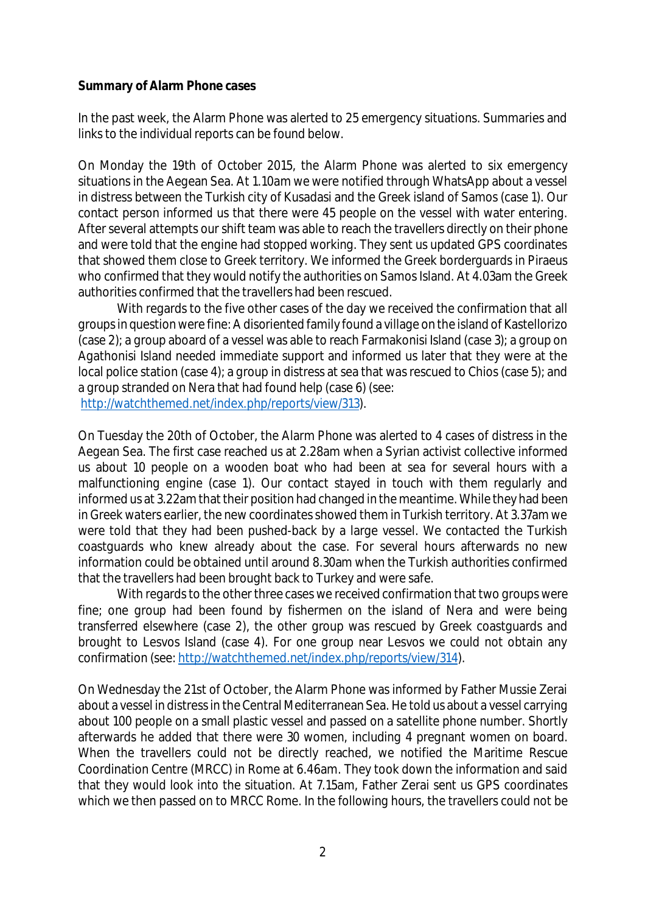**Summary of Alarm Phone cases**

In the past week, the Alarm Phone was alerted to 25 emergency situations. Summaries and links to the individual reports can be found below.

On Monday the 19th of October 2015, the Alarm Phone was alerted to six emergency situations in the Aegean Sea. At 1.10am we were notified through WhatsApp about a vessel in distress between the Turkish city of Kusadasi and the Greek island of Samos (case 1). Our contact person informed us that there were 45 people on the vessel with water entering. After several attempts our shift team was able to reach the travellers directly on their phone and were told that the engine had stopped working. They sent us updated GPS coordinates that showed them close to Greek territory. We informed the Greek borderguards in Piraeus who confirmed that they would notify the authorities on Samos Island. At 4.03am the Greek authorities confirmed that the travellers had been rescued.

With regards to the five other cases of the day we received the confirmation that all groups in question were fine: A disoriented family found a village on the island of Kastellorizo (case 2); a group aboard of a vessel was able to reach Farmakonisi Island (case 3); a group on Agathonisi Island needed immediate support and informed us later that they were at the local police station (case 4); a group in distress at sea that was rescued to Chios (case 5); and a group stranded on Nera that had found help (case 6) (see: http://watchthemed.net/index.php/reports/view/313).

On Tuesday the 20th of October, the Alarm Phone was alerted to 4 cases of distress in the Aegean Sea. The first case reached us at 2.28am when a Syrian activist collective informed us about 10 people on a wooden boat who had been at sea for several hours with a malfunctioning engine (case 1). Our contact stayed in touch with them regularly and informed us at 3.22am that their position had changed in the meantime. While they had been in Greek waters earlier, the new coordinates showed them in Turkish territory. At 3.37am we were told that they had been pushed-back by a large vessel. We contacted the Turkish coastguards who knew already about the case. For several hours afterwards no new information could be obtained until around 8.30am when the Turkish authorities confirmed that the travellers had been brought back to Turkey and were safe.

With regards to the other three cases we received confirmation that two groups were fine; one group had been found by fishermen on the island of Nera and were being transferred elsewhere (case 2), the other group was rescued by Greek coastguards and brought to Lesvos Island (case 4). For one group near Lesvos we could not obtain any confirmation (see: http://watchthemed.net/index.php/reports/view/314).

On Wednesday the 21st of October, the Alarm Phone was informed by Father Mussie Zerai about a vessel in distress in the Central Mediterranean Sea. He told us about a vessel carrying about 100 people on a small plastic vessel and passed on a satellite phone number. Shortly afterwards he added that there were 30 women, including 4 pregnant women on board. When the travellers could not be directly reached, we notified the Maritime Rescue Coordination Centre (MRCC) in Rome at 6.46am. They took down the information and said that they would look into the situation. At 7.15am, Father Zerai sent us GPS coordinates which we then passed on to MRCC Rome. In the following hours, the travellers could not be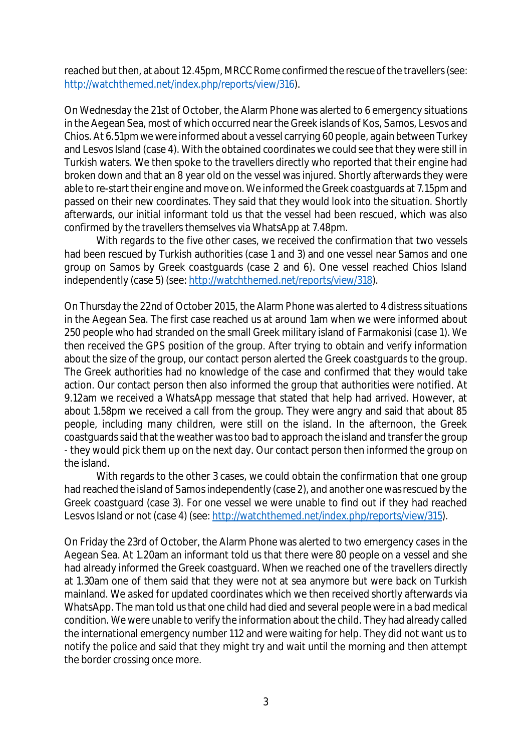reached but then, at about 12.45pm, MRCC Rome confirmed the rescue of the travellers (see: http://watchthemed.net/index.php/reports/view/316).

On Wednesday the 21st of October, the Alarm Phone was alerted to 6 emergency situations in the Aegean Sea, most of which occurred near the Greek islands of Kos, Samos, Lesvos and Chios. At 6.51pm we were informed about a vessel carrying 60 people, again between Turkey and Lesvos Island (case 4). With the obtained coordinates we could see that they were still in Turkish waters. We then spoke to the travellers directly who reported that their engine had broken down and that an 8 year old on the vessel was injured. Shortly afterwards they were able to re-start their engine and move on. We informed the Greek coastguards at 7.15pm and passed on their new coordinates. They said that they would look into the situation. Shortly afterwards, our initial informant told us that the vessel had been rescued, which was also confirmed by the travellers themselves via WhatsApp at 7.48pm.

With regards to the five other cases, we received the confirmation that two vessels had been rescued by Turkish authorities (case 1 and 3) and one vessel near Samos and one group on Samos by Greek coastguards (case 2 and 6). One vessel reached Chios Island independently (case 5) (see: http://watchthemed.net/reports/view/318).

On Thursday the 22nd of October 2015, the Alarm Phone was alerted to 4 distress situations in the Aegean Sea. The first case reached us at around 1am when we were informed about 250 people who had stranded on the small Greek military island of Farmakonisi (case 1). We then received the GPS position of the group. After trying to obtain and verify information about the size of the group, our contact person alerted the Greek coastguards to the group. The Greek authorities had no knowledge of the case and confirmed that they would take action. Our contact person then also informed the group that authorities were notified. At 9.12am we received a WhatsApp message that stated that help had arrived. However, at about 1.58pm we received a call from the group. They were angry and said that about 85 people, including many children, were still on the island. In the afternoon, the Greek coastguards said that the weather was too bad to approach the island and transfer the group - they would pick them up on the next day. Our contact person then informed the group on the island.

With regards to the other 3 cases, we could obtain the confirmation that one group had reached the island of Samos independently (case 2), and another one was rescued by the Greek coastguard (case 3). For one vessel we were unable to find out if they had reached Lesvos Island or not (case 4) (see: http://watchthemed.net/index.php/reports/view/315).

On Friday the 23rd of October, the Alarm Phone was alerted to two emergency cases in the Aegean Sea. At 1.20am an informant told us that there were 80 people on a vessel and she had already informed the Greek coastguard. When we reached one of the travellers directly at 1.30am one of them said that they were not at sea anymore but were back on Turkish mainland. We asked for updated coordinates which we then received shortly afterwards via WhatsApp. The man told us that one child had died and several people were in a bad medical condition. We were unable to verify the information about the child. They had already called the international emergency number 112 and were waiting for help. They did not want us to notify the police and said that they might try and wait until the morning and then attempt the border crossing once more.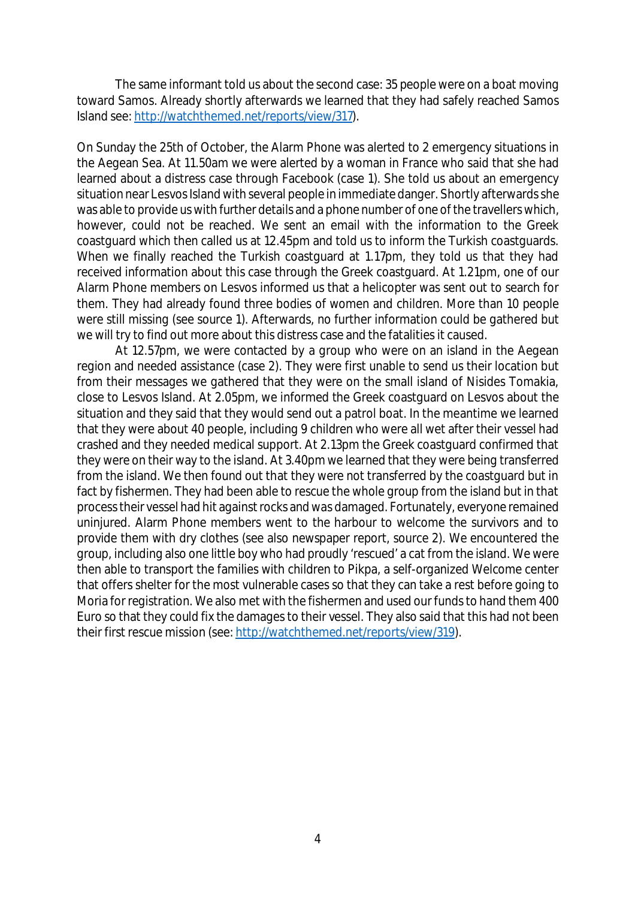The same informant told us about the second case: 35 people were on a boat moving toward Samos. Already shortly afterwards we learned that they had safely reached Samos Island see: http://watchthemed.net/reports/view/317).

On Sunday the 25th of October, the Alarm Phone was alerted to 2 emergency situations in the Aegean Sea. At 11.50am we were alerted by a woman in France who said that she had learned about a distress case through Facebook (case 1). She told us about an emergency situation near Lesvos Island with several people in immediate danger. Shortly afterwards she was able to provide us with further details and a phone number of one of the travellers which, however, could not be reached. We sent an email with the information to the Greek coastguard which then called us at 12.45pm and told us to inform the Turkish coastguards. When we finally reached the Turkish coastguard at 1.17pm, they told us that they had received information about this case through the Greek coastguard. At 1.21pm, one of our Alarm Phone members on Lesvos informed us that a helicopter was sent out to search for them. They had already found three bodies of women and children. More than 10 people were still missing (see source 1). Afterwards, no further information could be gathered but we will try to find out more about this distress case and the fatalities it caused.

At 12.57pm, we were contacted by a group who were on an island in the Aegean region and needed assistance (case 2). They were first unable to send us their location but from their messages we gathered that they were on the small island of Nisides Tomakia, close to Lesvos Island. At 2.05pm, we informed the Greek coastguard on Lesvos about the situation and they said that they would send out a patrol boat. In the meantime we learned that they were about 40 people, including 9 children who were all wet after their vessel had crashed and they needed medical support. At 2.13pm the Greek coastguard confirmed that they were on their way to the island. At 3.40pm we learned that they were being transferred from the island. We then found out that they were not transferred by the coastguard but in fact by fishermen. They had been able to rescue the whole group from the island but in that process their vessel had hit against rocks and was damaged. Fortunately, everyone remained uninjured. Alarm Phone members went to the harbour to welcome the survivors and to provide them with dry clothes (see also newspaper report, source 2). We encountered the group, including also one little boy who had proudly 'rescued' a cat from the island. We were then able to transport the families with children to Pikpa, a self-organized Welcome center that offers shelter for the most vulnerable cases so that they can take a rest before going to Moria for registration. We also met with the fishermen and used our funds to hand them 400 Euro so that they could fix the damages to their vessel. They also said that this had not been their first rescue mission (see: http://watchthemed.net/reports/view/319).